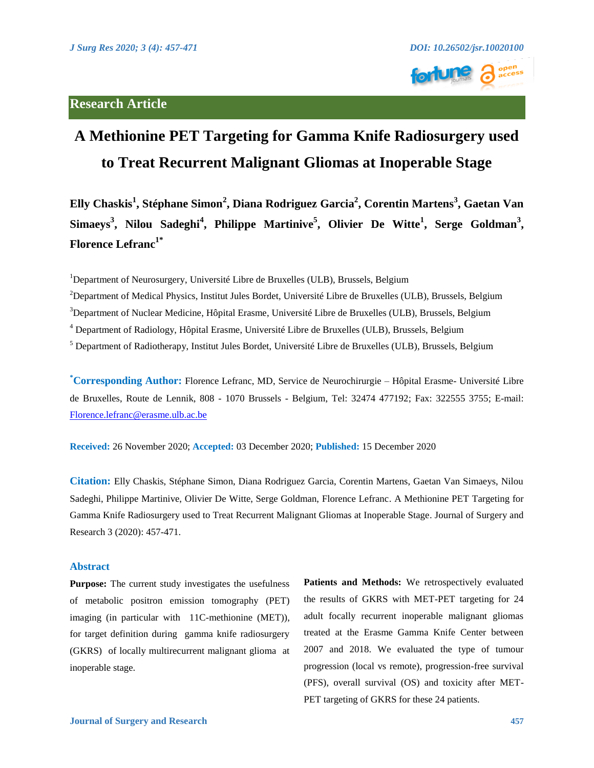## Research Article

# A Methionine PET Targeting for Gamma Knife Radiosurgery used to Treat Recurrent Malignant Gliomas at Inoperable Stage

**Elly Chaskis[1], Stéphane Simon[2], Diana Rodriguez Garcia[2], Corentin Martens[3], Gaetan Van Simaeys[3], Nilou Sadeghi[4], Philippe Martinive[5], Olivier De Witte[1], Serge Goldman[3], Florence Lefranc[1*]**

[1]Department of Neurosurgery, Université Libre de Bruxelles (ULB), Brussels, Belgium

[2]Department of Medical Physics, Institut Jules Bordet, Université Libre de Bruxelles (ULB), Brussels, Belgium

[3]Department of Nuclear Medicine, Hôpital Erasme, Université Libre de Bruxelles (ULB), Brussels, Belgium

[4] Department of Radiology, Hôpital Erasme, Université Libre de Bruxelles (ULB), Brussels, Belgium

[5] Department of Radiotherapy, Institut Jules Bordet, Université Libre de Bruxelles (ULB), Brussels, Belgium

**[*]Corresponding Author:** Florence Lefranc, MD, Service de Neurochirurgie – Hôpital Erasme- Université Libre de Bruxelles, Route de Lennik, 808 - 1070 Brussels - Belgium, Tel: 32474 477192; Fax: 322555 3755; E-mail: Florence.lefranc@erasme.ulb.ac.be

**Received:** 26 November 2020; **Accepted:** 03 December 2020; **Published:** 15 December 2020

**Citation:** Elly Chaskis, Stéphane Simon, Diana Rodriguez Garcia, Corentin Martens, Gaetan Van Simaeys, Nilou Sadeghi, Philippe Martinive, Olivier De Witte, Serge Goldman, Florence Lefranc. A Methionine PET Targeting for Gamma Knife Radiosurgery used to Treat Recurrent Malignant Gliomas at Inoperable Stage. Journal of Surgery and Research 3 (2020): 457-471.

## Abstract

**Purpose:** The current study investigates the usefulness of metabolic positron emission tomography (PET) imaging (in particular with 11C-methionine (MET)), for target definition during gamma knife radiosurgery (GKRS) of locally multirecurrent malignant glioma at inoperable stage.

**Patients and Methods:** We retrospectively evaluated the results of GKRS with MET-PET targeting for 24 adult focally recurrent inoperable malignant gliomas treated at the Erasme Gamma Knife Center between 2007 and 2018. We evaluated the type of tumour progression (local vs remote), progression-free survival (PFS), overall survival (OS) and toxicity after MET-PET targeting of GKRS for these 24 patients.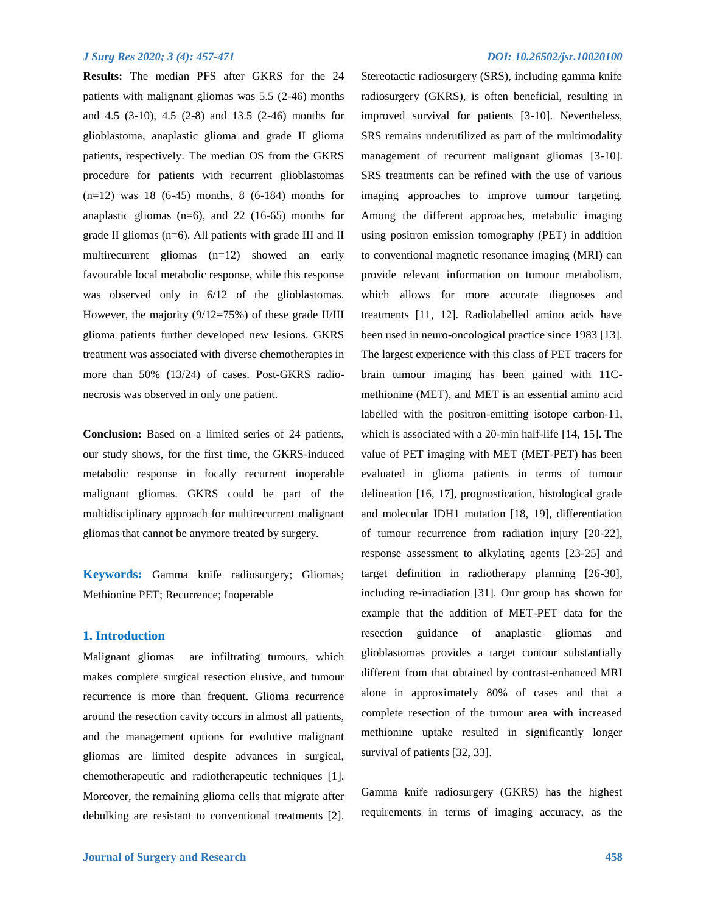**Results:** The median PFS after GKRS for the 24 patients with malignant gliomas was 5.5 (2-46) months and 4.5 (3-10), 4.5 (2-8) and 13.5 (2-46) months for glioblastoma, anaplastic glioma and grade II glioma patients, respectively. The median OS from the GKRS procedure for patients with recurrent glioblastomas (n=12) was 18 (6-45) months, 8 (6-184) months for anaplastic gliomas (n=6), and 22 (16-65) months for grade II gliomas (n=6). All patients with grade III and II multirecurrent gliomas (n=12) showed an early favourable local metabolic response, while this response was observed only in 6/12 of the glioblastomas. However, the majority (9/12=75%) of these grade II/III glioma patients further developed new lesions. GKRS treatment was associated with diverse chemotherapies in more than 50% (13/24) of cases. Post-GKRS radio-necrosis was observed in only one patient.

**Conclusion:** Based on a limited series of 24 patients, our study shows, for the first time, the GKRS-induced metabolic response in focally recurrent inoperable malignant gliomas. GKRS could be part of the multidisciplinary approach for multirecurrent malignant gliomas that cannot be anymore treated by surgery.

**Keywords:** Gamma knife radiosurgery; Gliomas; Methionine PET; Recurrence; Inoperable

## 1. Introduction

Malignant gliomas are infiltrating tumours, which makes complete surgical resection elusive, and tumour recurrence is more than frequent. Glioma recurrence around the resection cavity occurs in almost all patients, and the management options for evolutive malignant gliomas are limited despite advances in surgical, chemotherapeutic and radiotherapeutic techniques [1]. Moreover, the remaining glioma cells that migrate after debulking are resistant to conventional treatments [2]. Stereotactic radiosurgery (SRS), including gamma knife radiosurgery (GKRS), is often beneficial, resulting in improved survival for patients [3-10]. Nevertheless, SRS remains underutilized as part of the multimodality management of recurrent malignant gliomas [3-10]. SRS treatments can be refined with the use of various imaging approaches to improve tumour targeting. Among the different approaches, metabolic imaging using positron emission tomography (PET) in addition to conventional magnetic resonance imaging (MRI) can provide relevant information on tumour metabolism, which allows for more accurate diagnoses and treatments [11, 12]. Radiolabelled amino acids have been used in neuro-oncological practice since 1983 [13]. The largest experience with this class of PET tracers for brain tumour imaging has been gained with 11C-methionine (MET), and MET is an essential amino acid labelled with the positron-emitting isotope carbon-11, which is associated with a 20-min half-life [14, 15]. The value of PET imaging with MET (MET-PET) has been evaluated in glioma patients in terms of tumour delineation [16, 17], prognostication, histological grade and molecular IDH1 mutation [18, 19], differentiation of tumour recurrence from radiation injury [20-22], response assessment to alkylating agents [23-25] and target definition in radiotherapy planning [26-30], including re-irradiation [31]. Our group has shown for example that the addition of MET-PET data for the resection guidance of anaplastic gliomas and glioblastomas provides a target contour substantially different from that obtained by contrast-enhanced MRI alone in approximately 80% of cases and that a complete resection of the tumour area with increased methionine uptake resulted in significantly longer survival of patients [32, 33].

Gamma knife radiosurgery (GKRS) has the highest requirements in terms of imaging accuracy, as the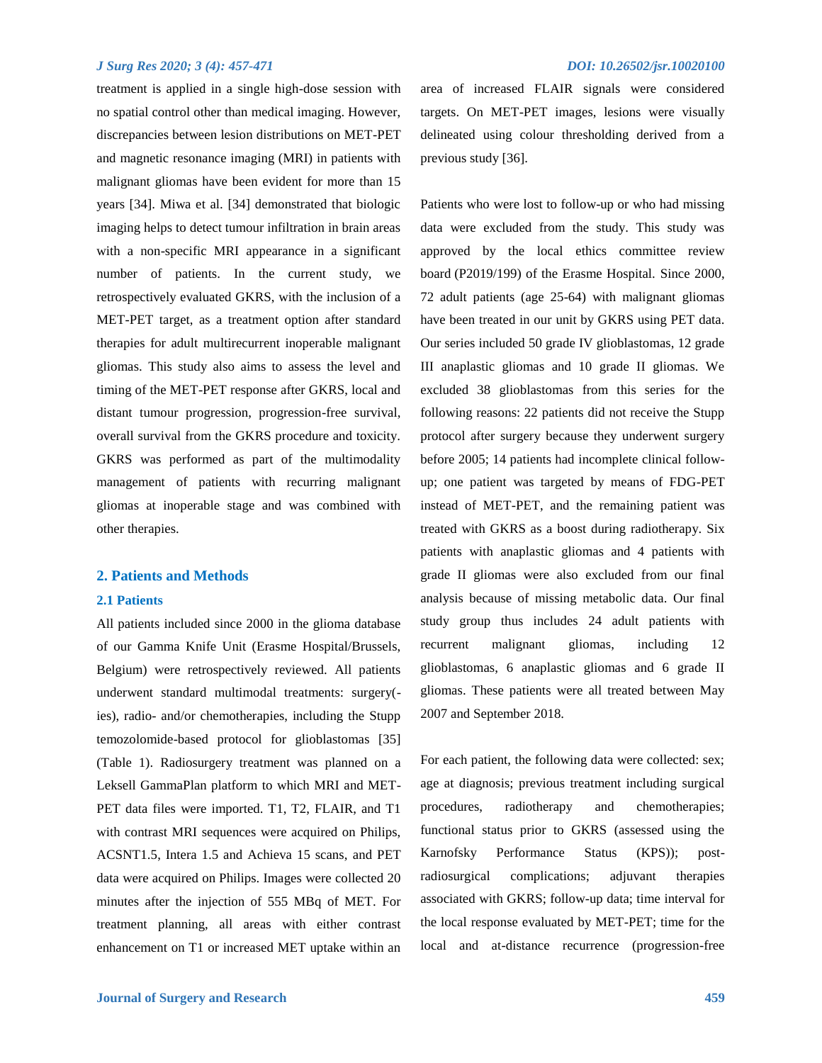treatment is applied in a single high-dose session with no spatial control other than medical imaging. However, discrepancies between lesion distributions on MET-PET and magnetic resonance imaging (MRI) in patients with malignant gliomas have been evident for more than 15 years [34]. Miwa et al. [34] demonstrated that biologic imaging helps to detect tumour infiltration in brain areas with a non-specific MRI appearance in a significant number of patients. In the current study, we retrospectively evaluated GKRS, with the inclusion of a MET-PET target, as a treatment option after standard therapies for adult multirecurrent inoperable malignant gliomas. This study also aims to assess the level and timing of the MET-PET response after GKRS, local and distant tumour progression, progression-free survival, overall survival from the GKRS procedure and toxicity. GKRS was performed as part of the multimodality management of patients with recurring malignant gliomas at inoperable stage and was combined with other therapies.

## 2. Patients and Methods

### 2.1 Patients

All patients included since 2000 in the glioma database of our Gamma Knife Unit (Erasme Hospital/Brussels, Belgium) were retrospectively reviewed. All patients underwent standard multimodal treatments: surgery(-ies), radio- and/or chemotherapies, including the Stupp temozolomide-based protocol for glioblastomas [35] (Table 1). Radiosurgery treatment was planned on a Leksell GammaPlan platform to which MRI and MET-PET data files were imported. T1, T2, FLAIR, and T1 with contrast MRI sequences were acquired on Philips, ACSNT1.5, Intera 1.5 and Achieva 15 scans, and PET data were acquired on Philips. Images were collected 20 minutes after the injection of 555 MBq of MET. For treatment planning, all areas with either contrast enhancement on T1 or increased MET uptake within an area of increased FLAIR signals were considered targets. On MET-PET images, lesions were visually delineated using colour thresholding derived from a previous study [36].

Patients who were lost to follow-up or who had missing data were excluded from the study. This study was approved by the local ethics committee review board (P2019/199) of the Erasme Hospital. Since 2000, 72 adult patients (age 25-64) with malignant gliomas have been treated in our unit by GKRS using PET data. Our series included 50 grade IV glioblastomas, 12 grade III anaplastic gliomas and 10 grade II gliomas. We excluded 38 glioblastomas from this series for the following reasons: 22 patients did not receive the Stupp protocol after surgery because they underwent surgery before 2005; 14 patients had incomplete clinical follow-up; one patient was targeted by means of FDG-PET instead of MET-PET, and the remaining patient was treated with GKRS as a boost during radiotherapy. Six patients with anaplastic gliomas and 4 patients with grade II gliomas were also excluded from our final analysis because of missing metabolic data. Our final study group thus includes 24 adult patients with recurrent malignant gliomas, including 12 glioblastomas, 6 anaplastic gliomas and 6 grade II gliomas. These patients were all treated between May 2007 and September 2018.

For each patient, the following data were collected: sex; age at diagnosis; previous treatment including surgical procedures, radiotherapy and chemotherapies; functional status prior to GKRS (assessed using the Karnofsky Performance Status (KPS)); post-radiosurgical complications; adjuvant therapies associated with GKRS; follow-up data; time interval for the local response evaluated by MET-PET; time for the local and at-distance recurrence (progression-free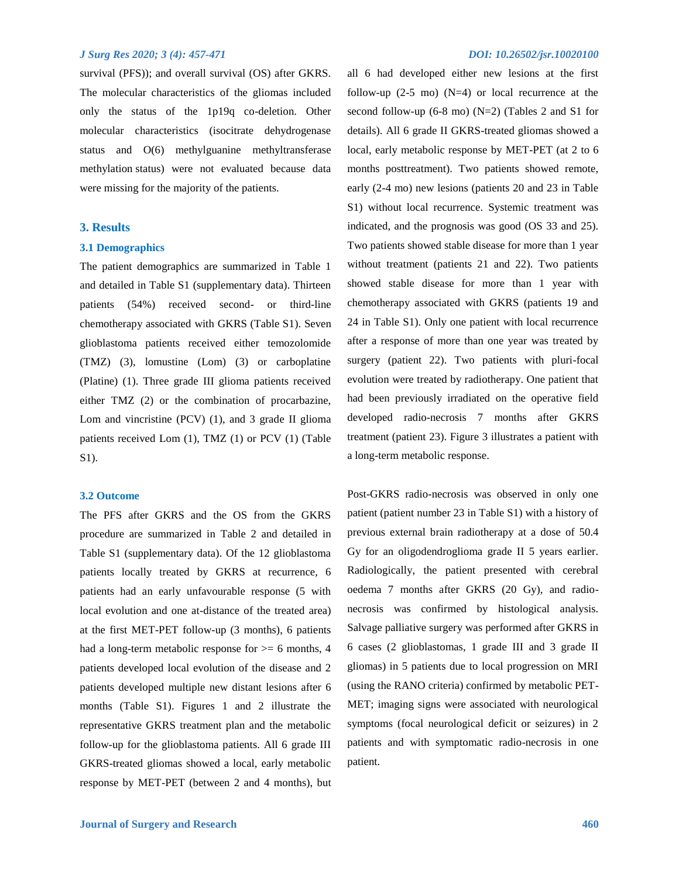survival (PFS)); and overall survival (OS) after GKRS. The molecular characteristics of the gliomas included only the status of the 1p19q co-deletion. Other molecular characteristics (isocitrate dehydrogenase status and O(6) methylguanine methyltransferase methylation status) were not evaluated because data were missing for the majority of the patients.

## 3. Results

### 3.1 Demographics

The patient demographics are summarized in Table 1 and detailed in Table S1 (supplementary data). Thirteen patients (54%) received second- or third-line chemotherapy associated with GKRS (Table S1). Seven glioblastoma patients received either temozolomide (TMZ) (3), lomustine (Lom) (3) or carboplatine (Platine) (1). Three grade III glioma patients received either TMZ (2) or the combination of procarbazine, Lom and vincristine (PCV) (1), and 3 grade II glioma patients received Lom (1), TMZ (1) or PCV (1) (Table S1).

### 3.2 Outcome

The PFS after GKRS and the OS from the GKRS procedure are summarized in Table 2 and detailed in Table S1 (supplementary data). Of the 12 glioblastoma patients locally treated by GKRS at recurrence, 6 patients had an early unfavourable response (5 with local evolution and one at-distance of the treated area) at the first MET-PET follow-up (3 months), 6 patients had a long-term metabolic response for >= 6 months, 4 patients developed local evolution of the disease and 2 patients developed multiple new distant lesions after 6 months (Table S1). Figures 1 and 2 illustrate the representative GKRS treatment plan and the metabolic follow-up for the glioblastoma patients. All 6 grade III GKRS-treated gliomas showed a local, early metabolic response by MET-PET (between 2 and 4 months), but all 6 had developed either new lesions at the first follow-up (2-5 mo) (N=4) or local recurrence at the second follow-up (6-8 mo) (N=2) (Tables 2 and S1 for details). All 6 grade II GKRS-treated gliomas showed a local, early metabolic response by MET-PET (at 2 to 6 months posttreatment). Two patients showed remote, early (2-4 mo) new lesions (patients 20 and 23 in Table S1) without local recurrence. Systemic treatment was indicated, and the prognosis was good (OS 33 and 25). Two patients showed stable disease for more than 1 year without treatment (patients 21 and 22). Two patients showed stable disease for more than 1 year with chemotherapy associated with GKRS (patients 19 and 24 in Table S1). Only one patient with local recurrence after a response of more than one year was treated by surgery (patient 22). Two patients with pluri-focal evolution were treated by radiotherapy. One patient that had been previously irradiated on the operative field developed radio-necrosis 7 months after GKRS treatment (patient 23). Figure 3 illustrates a patient with a long-term metabolic response.

Post-GKRS radio-necrosis was observed in only one patient (patient number 23 in Table S1) with a history of previous external brain radiotherapy at a dose of 50.4 Gy for an oligodendroglioma grade II 5 years earlier. Radiologically, the patient presented with cerebral oedema 7 months after GKRS (20 Gy), and radio-necrosis was confirmed by histological analysis. Salvage palliative surgery was performed after GKRS in 6 cases (2 glioblastomas, 1 grade III and 3 grade II gliomas) in 5 patients due to local progression on MRI (using the RANO criteria) confirmed by metabolic PET-MET; imaging signs were associated with neurological symptoms (focal neurological deficit or seizures) in 2 patients and with symptomatic radio-necrosis in one patient.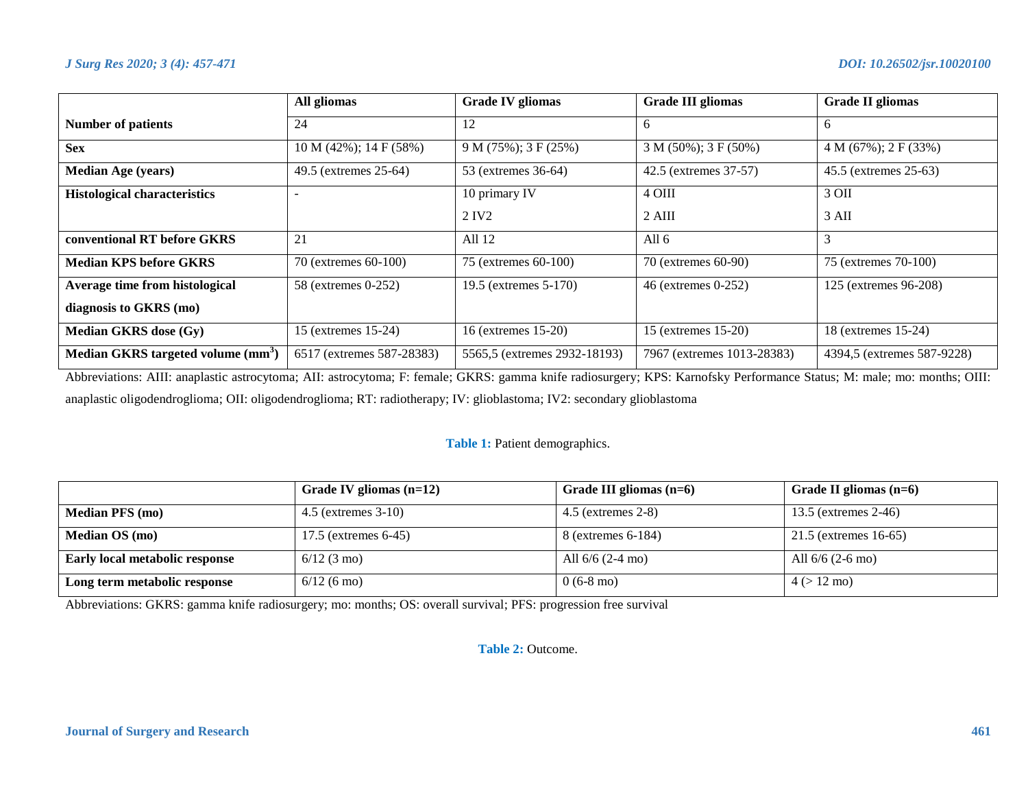|  | All gliomas | Grade IV gliomas | Grade III gliomas | Grade II gliomas |
|---|---|---|---|---|
| **Number of patients** | 24 | 12 | 6 | 6 |
| **Sex** | 10 M (42%); 14 F (58%) | 9 M (75%); 3 F (25%) | 3 M (50%); 3 F (50%) | 4 M (67%); 2 F (33%) |
| **Median Age (years)** | 49.5 (extremes 25-64) | 53 (extremes 36-64) | 42.5 (extremes 37-57) | 45.5 (extremes 25-63) |
| **Histological characteristics** | - | 10 primary IV<br>2 IV2 | 4 OIII<br>2 AIII | 3 OII<br>3 AII |
| **conventional RT before GKRS** | 21 | All 12 | All 6 | 3 |
| **Median KPS before GKRS** | 70 (extremes 60-100) | 75 (extremes 60-100) | 70 (extremes 60-90) | 75 (extremes 70-100) |
| **Average time from histological diagnosis to GKRS (mo)** | 58 (extremes 0-252) | 19.5 (extremes 5-170) | 46 (extremes 0-252) | 125 (extremes 96-208) |
| **Median GKRS dose (Gy)** | 15 (extremes 15-24) | 16 (extremes 15-20) | 15 (extremes 15-20) | 18 (extremes 15-24) |
| **Median GKRS targeted volume ($mm^3$)** | 6517 (extremes 587-28383) | 5565,5 (extremes 2932-18193) | 7967 (extremes 1013-28383) | 4394,5 (extremes 587-9228) |

Abbreviations: AIII: anaplastic astrocytoma; AII: astrocytoma; F: female; GKRS: gamma knife radiosurgery; KPS: Karnofsky Performance Status; M: male; mo: months; OIII: anaplastic oligodendroglioma; OII: oligodendroglioma; RT: radiotherapy; IV: glioblastoma; IV2: secondary glioblastoma

**Table 1:** Patient demographics.

|  | Grade IV gliomas (n=12) | Grade III gliomas (n=6) | Grade II gliomas (n=6) |
|---|---|---|---|
| **Median PFS (mo)** | 4.5 (extremes 3-10) | 4.5 (extremes 2-8) | 13.5 (extremes 2-46) |
| **Median OS (mo)** | 17.5 (extremes 6-45) | 8 (extremes 6-184) | 21.5 (extremes 16-65) |
| **Early local metabolic response** | 6/12 (3 mo) | All 6/6 (2-4 mo) | All 6/6 (2-6 mo) |
| **Long term metabolic response** | 6/12 (6 mo) | 0 (6-8 mo) | 4 (> 12 mo) |

Abbreviations: GKRS: gamma knife radiosurgery; mo: months; OS: overall survival; PFS: progression free survival

**Table 2:** Outcome.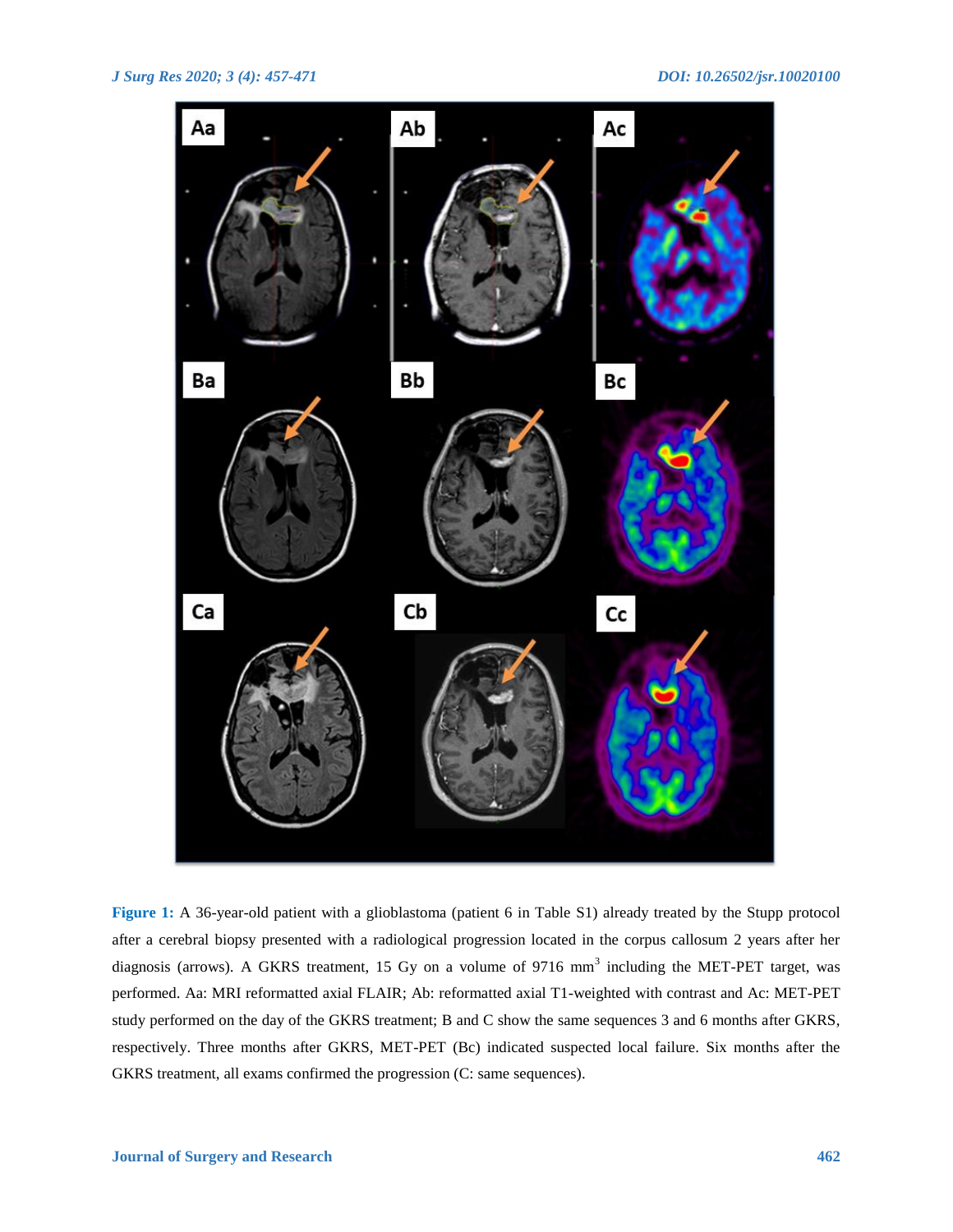**Figure 1:** A 36-year-old patient with a glioblastoma (patient 6 in Table S1) already treated by the Stupp protocol after a cerebral biopsy presented with a radiological progression located in the corpus callosum 2 years after her diagnosis (arrows). A GKRS treatment, 15 Gy on a volume of 9716 $mm^3$ including the MET-PET target, was performed. Aa: MRI reformatted axial FLAIR; Ab: reformatted axial T1-weighted with contrast and Ac: MET-PET study performed on the day of the GKRS treatment; B and C show the same sequences 3 and 6 months after GKRS, respectively. Three months after GKRS, MET-PET (Bc) indicated suspected local failure. Six months after the GKRS treatment, all exams confirmed the progression (C: same sequences).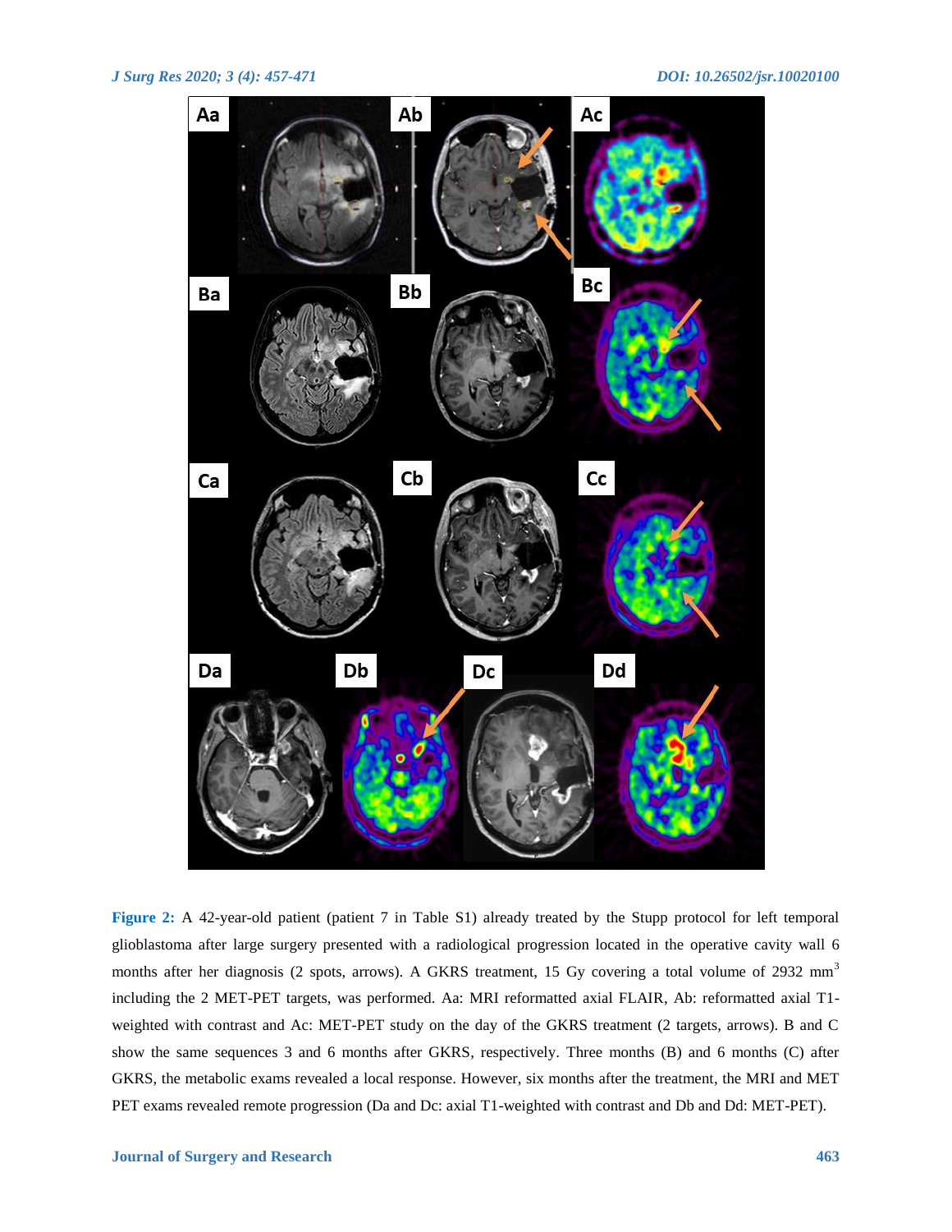**Figure 2:** A 42-year-old patient (patient 7 in Table S1) already treated by the Stupp protocol for left temporal glioblastoma after large surgery presented with a radiological progression located in the operative cavity wall 6 months after her diagnosis (2 spots, arrows). A GKRS treatment, 15 Gy covering a total volume of 2932 $mm^3$ including the 2 MET-PET targets, was performed. Aa: MRI reformatted axial FLAIR, Ab: reformatted axial T1-weighted with contrast and Ac: MET-PET study on the day of the GKRS treatment (2 targets, arrows). B and C show the same sequences 3 and 6 months after GKRS, respectively. Three months (B) and 6 months (C) after GKRS, the metabolic exams revealed a local response. However, six months after the treatment, the MRI and MET PET exams revealed remote progression (Da and Dc: axial T1-weighted with contrast and Db and Dd: MET-PET).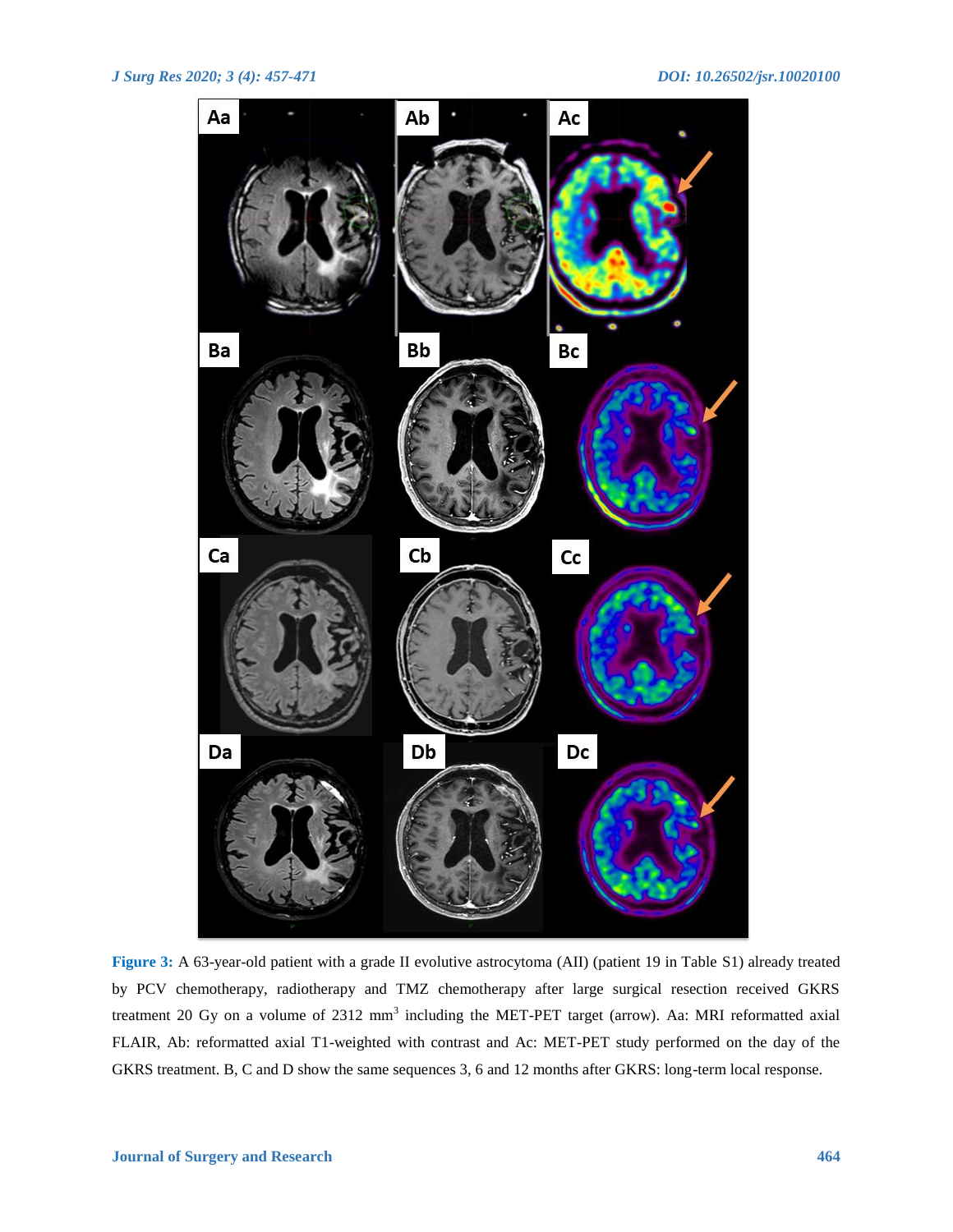**Figure 3:** A 63-year-old patient with a grade II evolutive astrocytoma (AII) (patient 19 in Table S1) already treated by PCV chemotherapy, radiotherapy and TMZ chemotherapy after large surgical resection received GKRS treatment 20 Gy on a volume of 2312 $mm^3$ including the MET-PET target (arrow). Aa: MRI reformatted axial FLAIR, Ab: reformatted axial T1-weighted with contrast and Ac: MET-PET study performed on the day of the GKRS treatment. B, C and D show the same sequences 3, 6 and 12 months after GKRS: long-term local response.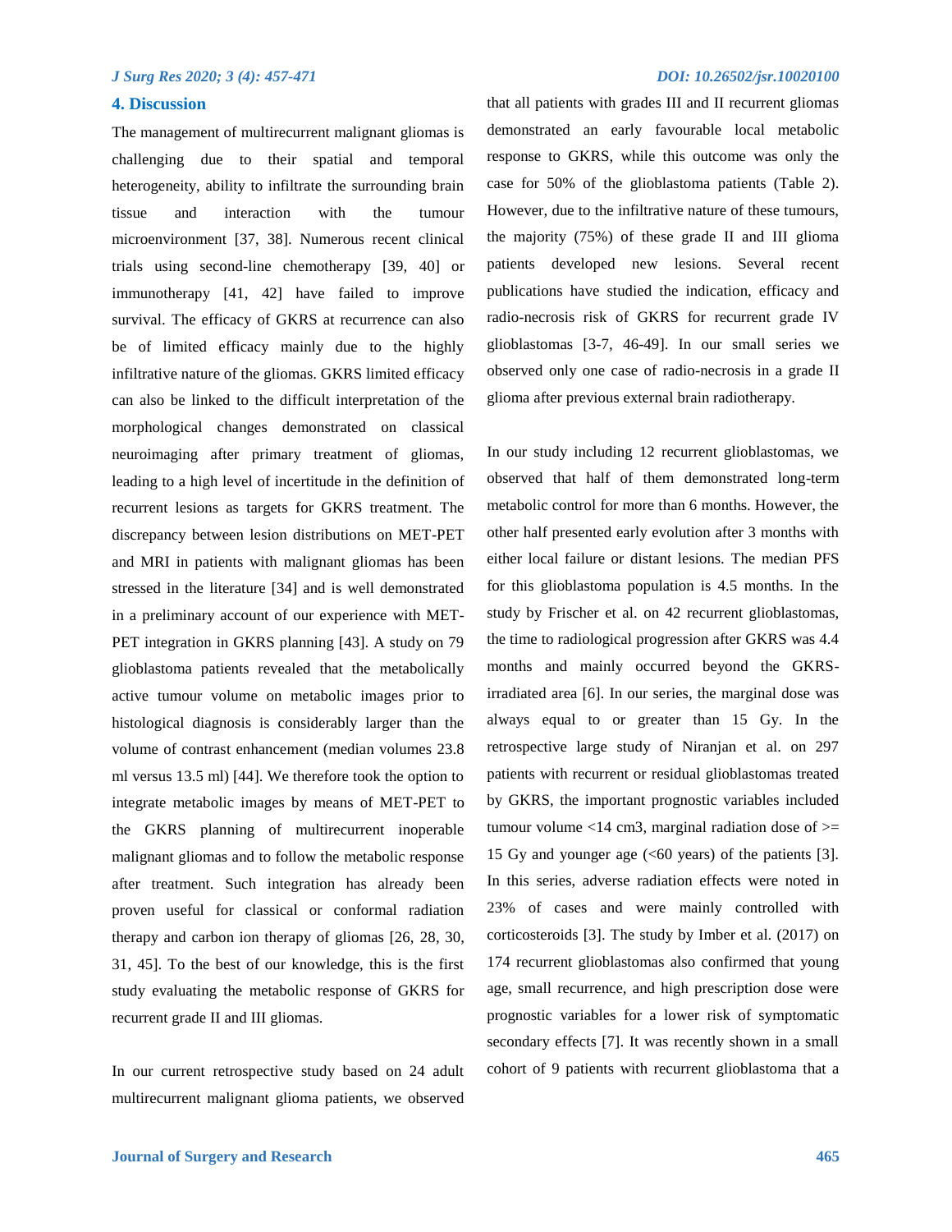## 4. Discussion

The management of multirecurrent malignant gliomas is challenging due to their spatial and temporal heterogeneity, ability to infiltrate the surrounding brain tissue and interaction with the tumour microenvironment [37, 38]. Numerous recent clinical trials using second-line chemotherapy [39, 40] or immunotherapy [41, 42] have failed to improve survival. The efficacy of GKRS at recurrence can also be of limited efficacy mainly due to the highly infiltrative nature of the gliomas. GKRS limited efficacy can also be linked to the difficult interpretation of the morphological changes demonstrated on classical neuroimaging after primary treatment of gliomas, leading to a high level of incertitude in the definition of recurrent lesions as targets for GKRS treatment. The discrepancy between lesion distributions on MET-PET and MRI in patients with malignant gliomas has been stressed in the literature [34] and is well demonstrated in a preliminary account of our experience with MET-PET integration in GKRS planning [43]. A study on 79 glioblastoma patients revealed that the metabolically active tumour volume on metabolic images prior to histological diagnosis is considerably larger than the volume of contrast enhancement (median volumes 23.8 ml versus 13.5 ml) [44]. We therefore took the option to integrate metabolic images by means of MET-PET to the GKRS planning of multirecurrent inoperable malignant gliomas and to follow the metabolic response after treatment. Such integration has already been proven useful for classical or conformal radiation therapy and carbon ion therapy of gliomas [26, 28, 30, 31, 45]. To the best of our knowledge, this is the first study evaluating the metabolic response of GKRS for recurrent grade II and III gliomas.

In our current retrospective study based on 24 adult multirecurrent malignant glioma patients, we observed that all patients with grades III and II recurrent gliomas demonstrated an early favourable local metabolic response to GKRS, while this outcome was only the case for 50% of the glioblastoma patients (Table 2). However, due to the infiltrative nature of these tumours, the majority (75%) of these grade II and III glioma patients developed new lesions. Several recent publications have studied the indication, efficacy and radio-necrosis risk of GKRS for recurrent grade IV glioblastomas [3-7, 46-49]. In our small series we observed only one case of radio-necrosis in a grade II glioma after previous external brain radiotherapy.

In our study including 12 recurrent glioblastomas, we observed that half of them demonstrated long-term metabolic control for more than 6 months. However, the other half presented early evolution after 3 months with either local failure or distant lesions. The median PFS for this glioblastoma population is 4.5 months. In the study by Frischer et al. on 42 recurrent glioblastomas, the time to radiological progression after GKRS was 4.4 months and mainly occurred beyond the GKRS-irradiated area [6]. In our series, the marginal dose was always equal to or greater than 15 Gy. In the retrospective large study of Niranjan et al. on 297 patients with recurrent or residual glioblastomas treated by GKRS, the important prognostic variables included tumour volume <14 cm3, marginal radiation dose of >= 15 Gy and younger age (<60 years) of the patients [3]. In this series, adverse radiation effects were noted in 23% of cases and were mainly controlled with corticosteroids [3]. The study by Imber et al. (2017) on 174 recurrent glioblastomas also confirmed that young age, small recurrence, and high prescription dose were prognostic variables for a lower risk of symptomatic secondary effects [7]. It was recently shown in a small cohort of 9 patients with recurrent glioblastoma that a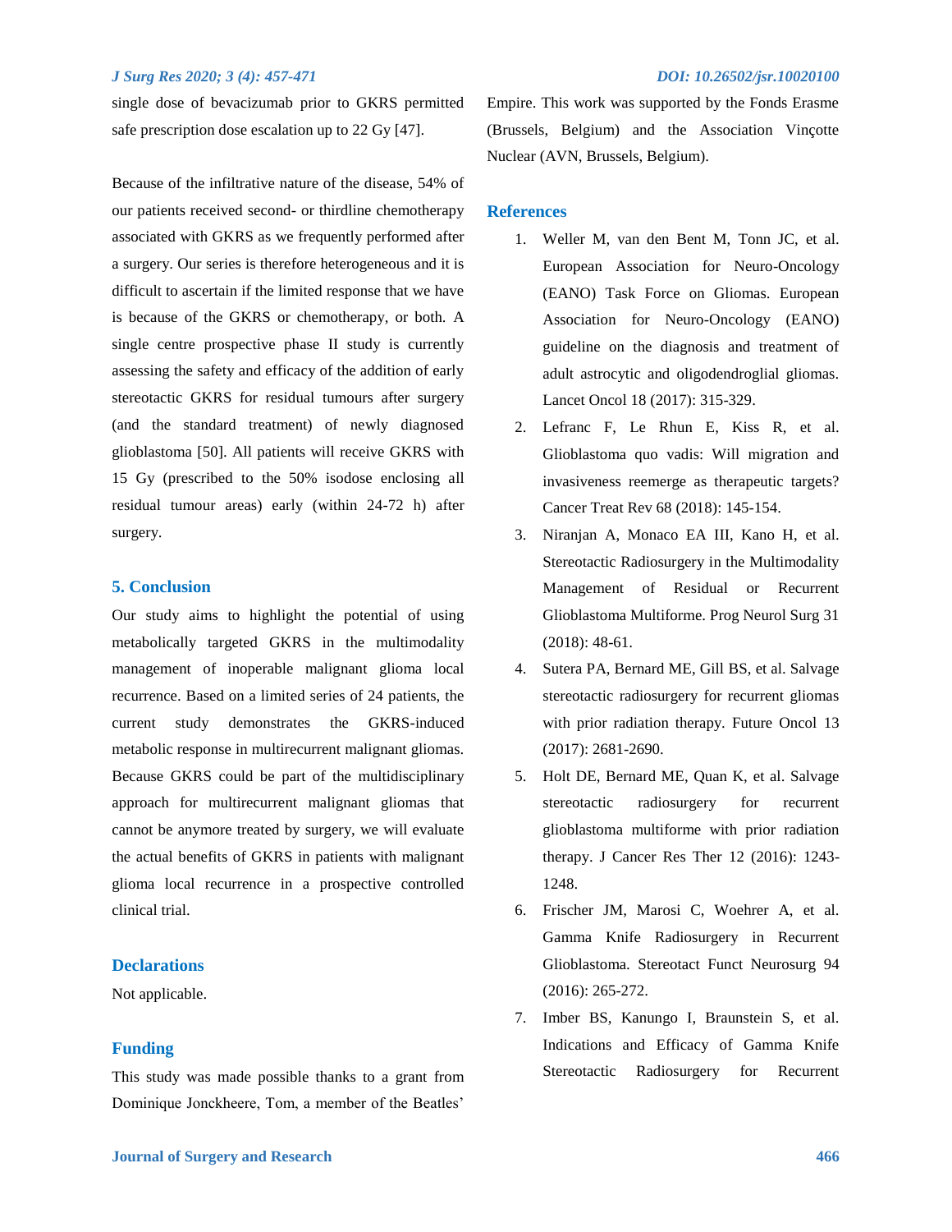single dose of bevacizumab prior to GKRS permitted safe prescription dose escalation up to 22 Gy [47].

Because of the infiltrative nature of the disease, 54% of our patients received second- or thirdline chemotherapy associated with GKRS as we frequently performed after a surgery. Our series is therefore heterogeneous and it is difficult to ascertain if the limited response that we have is because of the GKRS or chemotherapy, or both. A single centre prospective phase II study is currently assessing the safety and efficacy of the addition of early stereotactic GKRS for residual tumours after surgery (and the standard treatment) of newly diagnosed glioblastoma [50]. All patients will receive GKRS with 15 Gy (prescribed to the 50% isodose enclosing all residual tumour areas) early (within 24-72 h) after surgery.

## 5. Conclusion

Our study aims to highlight the potential of using metabolically targeted GKRS in the multimodality management of inoperable malignant glioma local recurrence. Based on a limited series of 24 patients, the current study demonstrates the GKRS-induced metabolic response in multirecurrent malignant gliomas. Because GKRS could be part of the multidisciplinary approach for multirecurrent malignant gliomas that cannot be anymore treated by surgery, we will evaluate the actual benefits of GKRS in patients with malignant glioma local recurrence in a prospective controlled clinical trial.

## Declarations

Not applicable.

## Funding

This study was made possible thanks to a grant from Dominique Jonckheere, Tom, a member of the Beatles' Empire. This work was supported by the Fonds Erasme (Brussels, Belgium) and the Association Vinçotte Nuclear (AVN, Brussels, Belgium).

## References

1. Weller M, van den Bent M, Tonn JC, et al. European Association for Neuro-Oncology (EANO) Task Force on Gliomas. European Association for Neuro-Oncology (EANO) guideline on the diagnosis and treatment of adult astrocytic and oligodendroglial gliomas. Lancet Oncol 18 (2017): 315-329.
2. Lefranc F, Le Rhun E, Kiss R, et al. Glioblastoma quo vadis: Will migration and invasiveness reemerge as therapeutic targets? Cancer Treat Rev 68 (2018): 145-154.
3. Niranjan A, Monaco EA III, Kano H, et al. Stereotactic Radiosurgery in the Multimodality Management of Residual or Recurrent Glioblastoma Multiforme. Prog Neurol Surg 31 (2018): 48-61.
4. Sutera PA, Bernard ME, Gill BS, et al. Salvage stereotactic radiosurgery for recurrent gliomas with prior radiation therapy. Future Oncol 13 (2017): 2681-2690.
5. Holt DE, Bernard ME, Quan K, et al. Salvage stereotactic radiosurgery for recurrent glioblastoma multiforme with prior radiation therapy. J Cancer Res Ther 12 (2016): 1243-1248.
6. Frischer JM, Marosi C, Woehrer A, et al. Gamma Knife Radiosurgery in Recurrent Glioblastoma. Stereotact Funct Neurosurg 94 (2016): 265-272.
7. Imber BS, Kanungo I, Braunstein S, et al. Indications and Efficacy of Gamma Knife Stereotactic Radiosurgery for Recurrent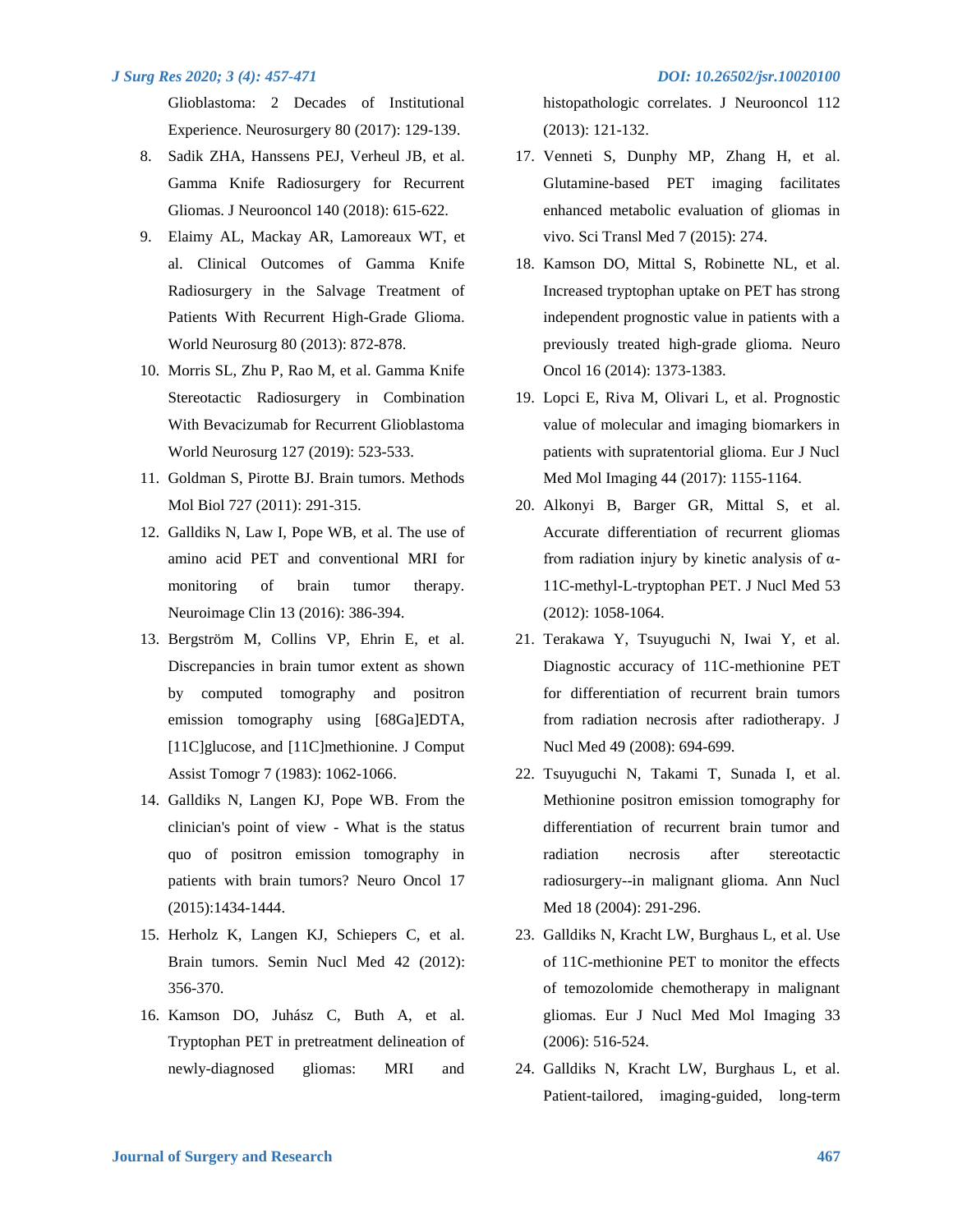Glioblastoma: 2 Decades of Institutional Experience. Neurosurgery 80 (2017): 129-139.

8. Sadik ZHA, Hanssens PEJ, Verheul JB, et al. Gamma Knife Radiosurgery for Recurrent Gliomas. J Neurooncol 140 (2018): 615-622.
9. Elaimy AL, Mackay AR, Lamoreaux WT, et al. Clinical Outcomes of Gamma Knife Radiosurgery in the Salvage Treatment of Patients With Recurrent High-Grade Glioma. World Neurosurg 80 (2013): 872-878.
10. Morris SL, Zhu P, Rao M, et al. Gamma Knife Stereotactic Radiosurgery in Combination With Bevacizumab for Recurrent Glioblastoma World Neurosurg 127 (2019): 523-533.
11. Goldman S, Pirotte BJ. Brain tumors. Methods Mol Biol 727 (2011): 291-315.
12. Galldiks N, Law I, Pope WB, et al. The use of amino acid PET and conventional MRI for monitoring of brain tumor therapy. Neuroimage Clin 13 (2016): 386-394.
13. Bergström M, Collins VP, Ehrin E, et al. Discrepancies in brain tumor extent as shown by computed tomography and positron emission tomography using [68Ga]EDTA, [11C]glucose, and [11C]methionine. J Comput Assist Tomogr 7 (1983): 1062-1066.
14. Galldiks N, Langen KJ, Pope WB. From the clinician's point of view - What is the status quo of positron emission tomography in patients with brain tumors? Neuro Oncol 17 (2015):1434-1444.
15. Herholz K, Langen KJ, Schiepers C, et al. Brain tumors. Semin Nucl Med 42 (2012): 356-370.
16. Kamson DO, Juhász C, Buth A, et al. Tryptophan PET in pretreatment delineation of newly-diagnosed gliomas: MRI and histopathologic correlates. J Neurooncol 112 (2013): 121-132.
17. Venneti S, Dunphy MP, Zhang H, et al. Glutamine-based PET imaging facilitates enhanced metabolic evaluation of gliomas in vivo. Sci Transl Med 7 (2015): 274.
18. Kamson DO, Mittal S, Robinette NL, et al. Increased tryptophan uptake on PET has strong independent prognostic value in patients with a previously treated high-grade glioma. Neuro Oncol 16 (2014): 1373-1383.
19. Lopci E, Riva M, Olivari L, et al. Prognostic value of molecular and imaging biomarkers in patients with supratentorial glioma. Eur J Nucl Med Mol Imaging 44 (2017): 1155-1164.
20. Alkonyi B, Barger GR, Mittal S, et al. Accurate differentiation of recurrent gliomas from radiation injury by kinetic analysis of α-11C-methyl-L-tryptophan PET. J Nucl Med 53 (2012): 1058-1064.
21. Terakawa Y, Tsuyuguchi N, Iwai Y, et al. Diagnostic accuracy of 11C-methionine PET for differentiation of recurrent brain tumors from radiation necrosis after radiotherapy. J Nucl Med 49 (2008): 694-699.
22. Tsuyuguchi N, Takami T, Sunada I, et al. Methionine positron emission tomography for differentiation of recurrent brain tumor and radiation necrosis after stereotactic radiosurgery--in malignant glioma. Ann Nucl Med 18 (2004): 291-296.
23. Galldiks N, Kracht LW, Burghaus L, et al. Use of 11C-methionine PET to monitor the effects of temozolomide chemotherapy in malignant gliomas. Eur J Nucl Med Mol Imaging 33 (2006): 516-524.
24. Galldiks N, Kracht LW, Burghaus L, et al. Patient-tailored, imaging-guided, long-term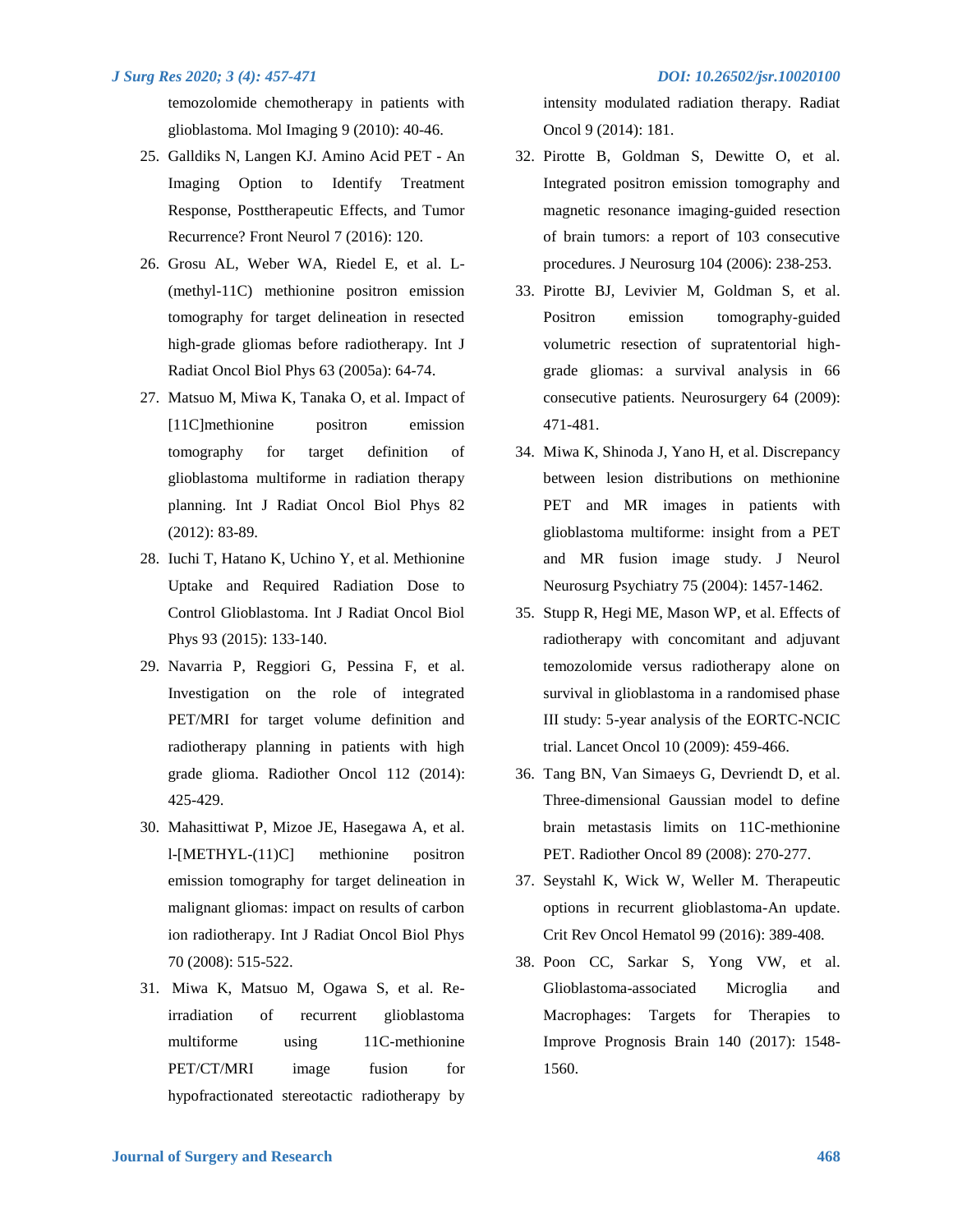temozolomide chemotherapy in patients with glioblastoma. Mol Imaging 9 (2010): 40-46.

25. Galldiks N, Langen KJ. Amino Acid PET - An Imaging Option to Identify Treatment Response, Posttherapeutic Effects, and Tumor Recurrence? Front Neurol 7 (2016): 120.
26. Grosu AL, Weber WA, Riedel E, et al. L-(methyl-11C) methionine positron emission tomography for target delineation in resected high-grade gliomas before radiotherapy. Int J Radiat Oncol Biol Phys 63 (2005a): 64-74.
27. Matsuo M, Miwa K, Tanaka O, et al. Impact of [11C]methionine positron emission tomography for target definition of glioblastoma multiforme in radiation therapy planning. Int J Radiat Oncol Biol Phys 82 (2012): 83-89.
28. Iuchi T, Hatano K, Uchino Y, et al. Methionine Uptake and Required Radiation Dose to Control Glioblastoma. Int J Radiat Oncol Biol Phys 93 (2015): 133-140.
29. Navarria P, Reggiori G, Pessina F, et al. Investigation on the role of integrated PET/MRI for target volume definition and radiotherapy planning in patients with high grade glioma. Radiother Oncol 112 (2014): 425-429.
30. Mahasittiwat P, Mizoe JE, Hasegawa A, et al. l-[METHYL-(11)C] methionine positron emission tomography for target delineation in malignant gliomas: impact on results of carbon ion radiotherapy. Int J Radiat Oncol Biol Phys 70 (2008): 515-522.
31. Miwa K, Matsuo M, Ogawa S, et al. Re-irradiation of recurrent glioblastoma multiforme using 11C-methionine PET/CT/MRI image fusion for hypofractionated stereotactic radiotherapy by intensity modulated radiation therapy. Radiat Oncol 9 (2014): 181.
32. Pirotte B, Goldman S, Dewitte O, et al. Integrated positron emission tomography and magnetic resonance imaging-guided resection of brain tumors: a report of 103 consecutive procedures. J Neurosurg 104 (2006): 238-253.
33. Pirotte BJ, Levivier M, Goldman S, et al. Positron emission tomography-guided volumetric resection of supratentorial high-grade gliomas: a survival analysis in 66 consecutive patients. Neurosurgery 64 (2009): 471-481.
34. Miwa K, Shinoda J, Yano H, et al. Discrepancy between lesion distributions on methionine PET and MR images in patients with glioblastoma multiforme: insight from a PET and MR fusion image study. J Neurol Neurosurg Psychiatry 75 (2004): 1457-1462.
35. Stupp R, Hegi ME, Mason WP, et al. Effects of radiotherapy with concomitant and adjuvant temozolomide versus radiotherapy alone on survival in glioblastoma in a randomised phase III study: 5-year analysis of the EORTC-NCIC trial. Lancet Oncol 10 (2009): 459-466.
36. Tang BN, Van Simaeys G, Devriendt D, et al. Three-dimensional Gaussian model to define brain metastasis limits on 11C-methionine PET. Radiother Oncol 89 (2008): 270-277.
37. Seystahl K, Wick W, Weller M. Therapeutic options in recurrent glioblastoma-An update. Crit Rev Oncol Hematol 99 (2016): 389-408.
38. Poon CC, Sarkar S, Yong VW, et al. Glioblastoma-associated Microglia and Macrophages: Targets for Therapies to Improve Prognosis Brain 140 (2017): 1548-1560.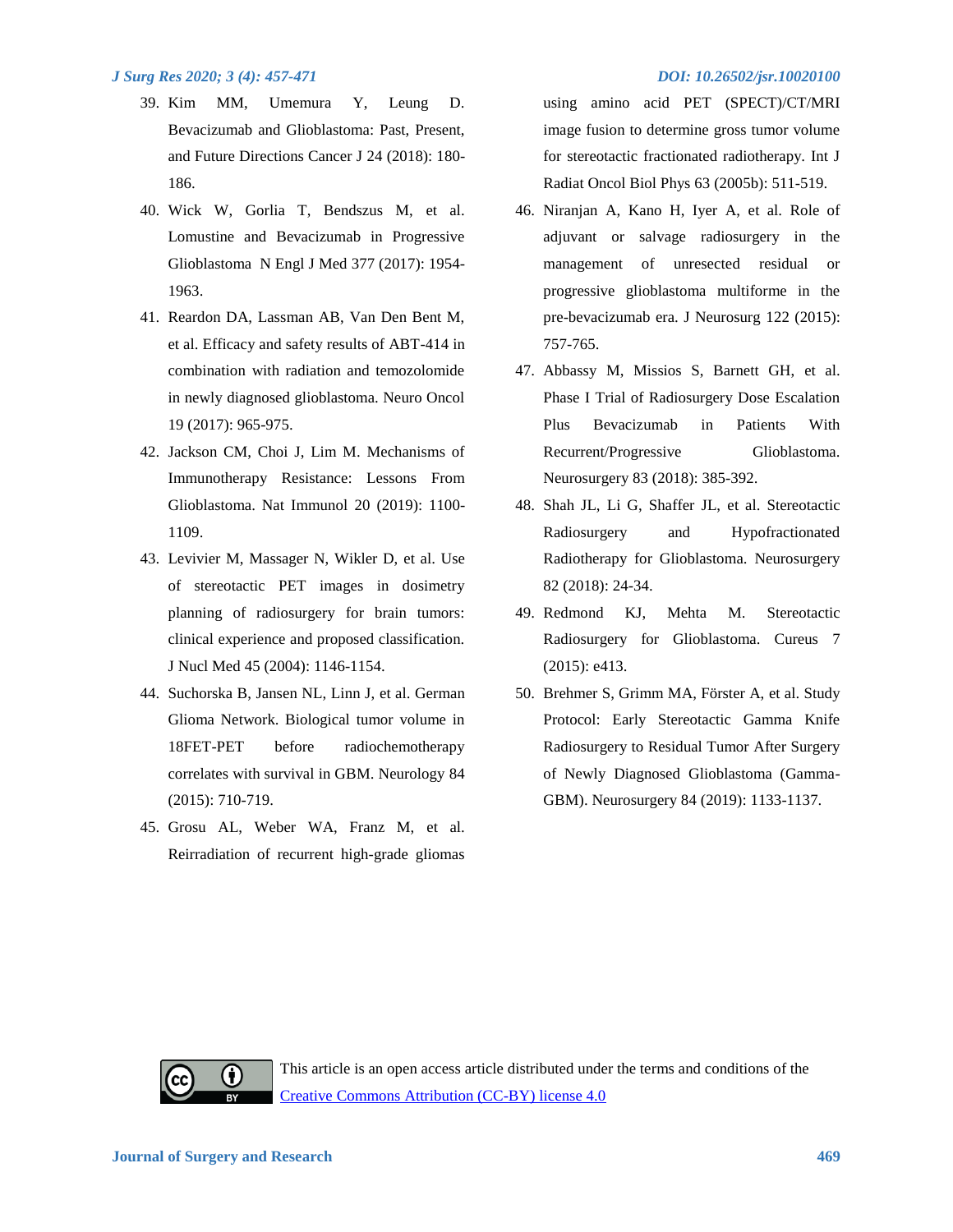39. Kim MM, Umemura Y, Leung D. Bevacizumab and Glioblastoma: Past, Present, and Future Directions Cancer J 24 (2018): 180-186.
40. Wick W, Gorlia T, Bendszus M, et al. Lomustine and Bevacizumab in Progressive Glioblastoma N Engl J Med 377 (2017): 1954-1963.
41. Reardon DA, Lassman AB, Van Den Bent M, et al. Efficacy and safety results of ABT-414 in combination with radiation and temozolomide in newly diagnosed glioblastoma. Neuro Oncol 19 (2017): 965-975.
42. Jackson CM, Choi J, Lim M. Mechanisms of Immunotherapy Resistance: Lessons From Glioblastoma. Nat Immunol 20 (2019): 1100-1109.
43. Levivier M, Massager N, Wikler D, et al. Use of stereotactic PET images in dosimetry planning of radiosurgery for brain tumors: clinical experience and proposed classification. J Nucl Med 45 (2004): 1146-1154.
44. Suchorska B, Jansen NL, Linn J, et al. German Glioma Network. Biological tumor volume in 18FET-PET before radiochemotherapy correlates with survival in GBM. Neurology 84 (2015): 710-719.
45. Grosu AL, Weber WA, Franz M, et al. Reirradiation of recurrent high-grade gliomas using amino acid PET (SPECT)/CT/MRI image fusion to determine gross tumor volume for stereotactic fractionated radiotherapy. Int J Radiat Oncol Biol Phys 63 (2005b): 511-519.
46. Niranjan A, Kano H, Iyer A, et al. Role of adjuvant or salvage radiosurgery in the management of unresected residual or progressive glioblastoma multiforme in the pre-bevacizumab era. J Neurosurg 122 (2015): 757-765.
47. Abbassy M, Missios S, Barnett GH, et al. Phase I Trial of Radiosurgery Dose Escalation Plus Bevacizumab in Patients With Recurrent/Progressive Glioblastoma. Neurosurgery 83 (2018): 385-392.
48. Shah JL, Li G, Shaffer JL, et al. Stereotactic Radiosurgery and Hypofractionated Radiotherapy for Glioblastoma. Neurosurgery 82 (2018): 24-34.
49. Redmond KJ, Mehta M. Stereotactic Radiosurgery for Glioblastoma. Cureus 7 (2015): e413.
50. Brehmer S, Grimm MA, Förster A, et al. Study Protocol: Early Stereotactic Gamma Knife Radiosurgery to Residual Tumor After Surgery of Newly Diagnosed Glioblastoma (Gamma-GBM). Neurosurgery 84 (2019): 1133-1137.

This article is an open access article distributed under the terms and conditions of the Creative Commons Attribution (CC-BY) license 4.0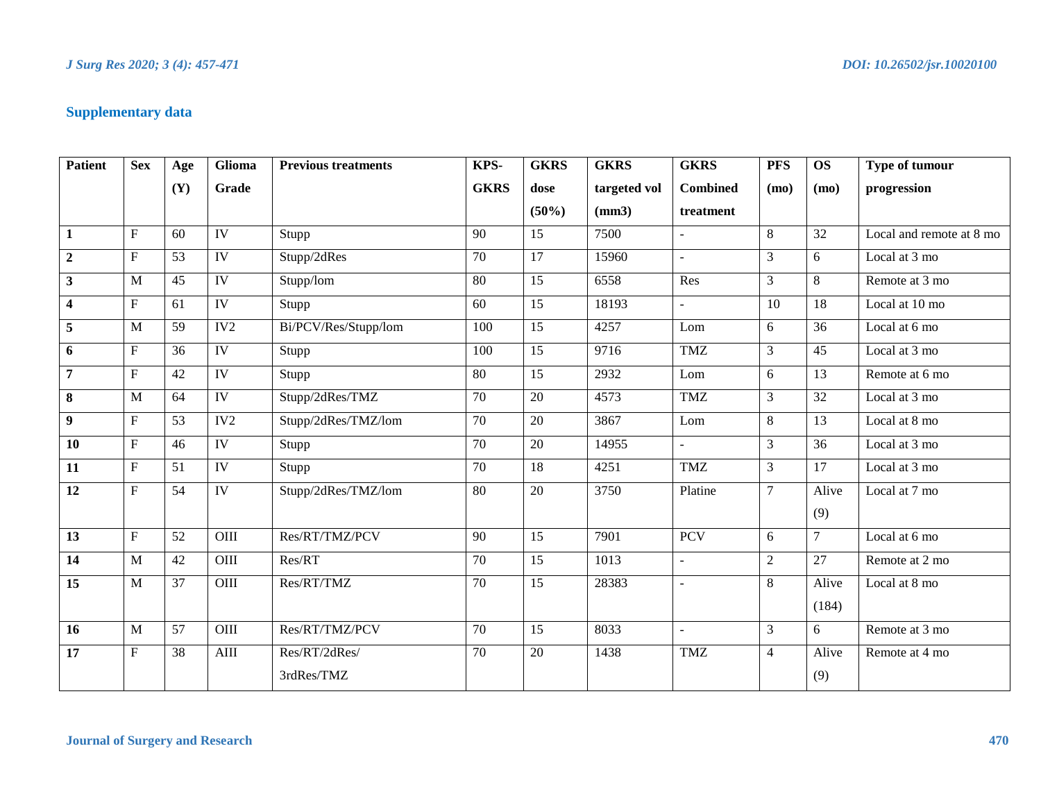## Supplementary data

| Patient | Sex | Age (Y) | Glioma Grade | Previous treatments | KPS-GKRS | GKRS dose (50%) | GKRS targeted vol (mm3) | GKRS Combined treatment | PFS (mo) | OS (mo) | Type of tumour progression |
|---|---|---|---|---|---|---|---|---|---|---|---|
| **1** | F | 60 | IV | Stupp | 90 | 15 | 7500 | - | 8 | 32 | Local and remote at 8 mo |
| **2** | F | 53 | IV | Stupp/2dRes | 70 | 17 | 15960 | - | 3 | 6 | Local at 3 mo |
| **3** | M | 45 | IV | Stupp/lom | 80 | 15 | 6558 | Res | 3 | 8 | Remote at 3 mo |
| **4** | F | 61 | IV | Stupp | 60 | 15 | 18193 | - | 10 | 18 | Local at 10 mo |
| **5** | M | 59 | IV2 | Bi/PCV/Res/Stupp/lom | 100 | 15 | 4257 | Lom | 6 | 36 | Local at 6 mo |
| **6** | F | 36 | IV | Stupp | 100 | 15 | 9716 | TMZ | 3 | 45 | Local at 3 mo |
| **7** | F | 42 | IV | Stupp | 80 | 15 | 2932 | Lom | 6 | 13 | Remote at 6 mo |
| **8** | M | 64 | IV | Stupp/2dRes/TMZ | 70 | 20 | 4573 | TMZ | 3 | 32 | Local at 3 mo |
| **9** | F | 53 | IV2 | Stupp/2dRes/TMZ/lom | 70 | 20 | 3867 | Lom | 8 | 13 | Local at 8 mo |
| **10** | F | 46 | IV | Stupp | 70 | 20 | 14955 | - | 3 | 36 | Local at 3 mo |
| **11** | F | 51 | IV | Stupp | 70 | 18 | 4251 | TMZ | 3 | 17 | Local at 3 mo |
| **12** | F | 54 | IV | Stupp/2dRes/TMZ/lom | 80 | 20 | 3750 | Platine | 7 | Alive (9) | Local at 7 mo |
| **13** | F | 52 | OIII | Res/RT/TMZ/PCV | 90 | 15 | 7901 | PCV | 6 | 7 | Local at 6 mo |
| **14** | M | 42 | OIII | Res/RT | 70 | 15 | 1013 | - | 2 | 27 | Remote at 2 mo |
| **15** | M | 37 | OIII | Res/RT/TMZ | 70 | 15 | 28383 | - | 8 | Alive (184) | Local at 8 mo |
| **16** | M | 57 | OIII | Res/RT/TMZ/PCV | 70 | 15 | 8033 | - | 3 | 6 | Remote at 3 mo |
| **17** | F | 38 | AIII | Res/RT/2dRes/ 3rdRes/TMZ | 70 | 20 | 1438 | TMZ | 4 | Alive (9) | Remote at 4 mo |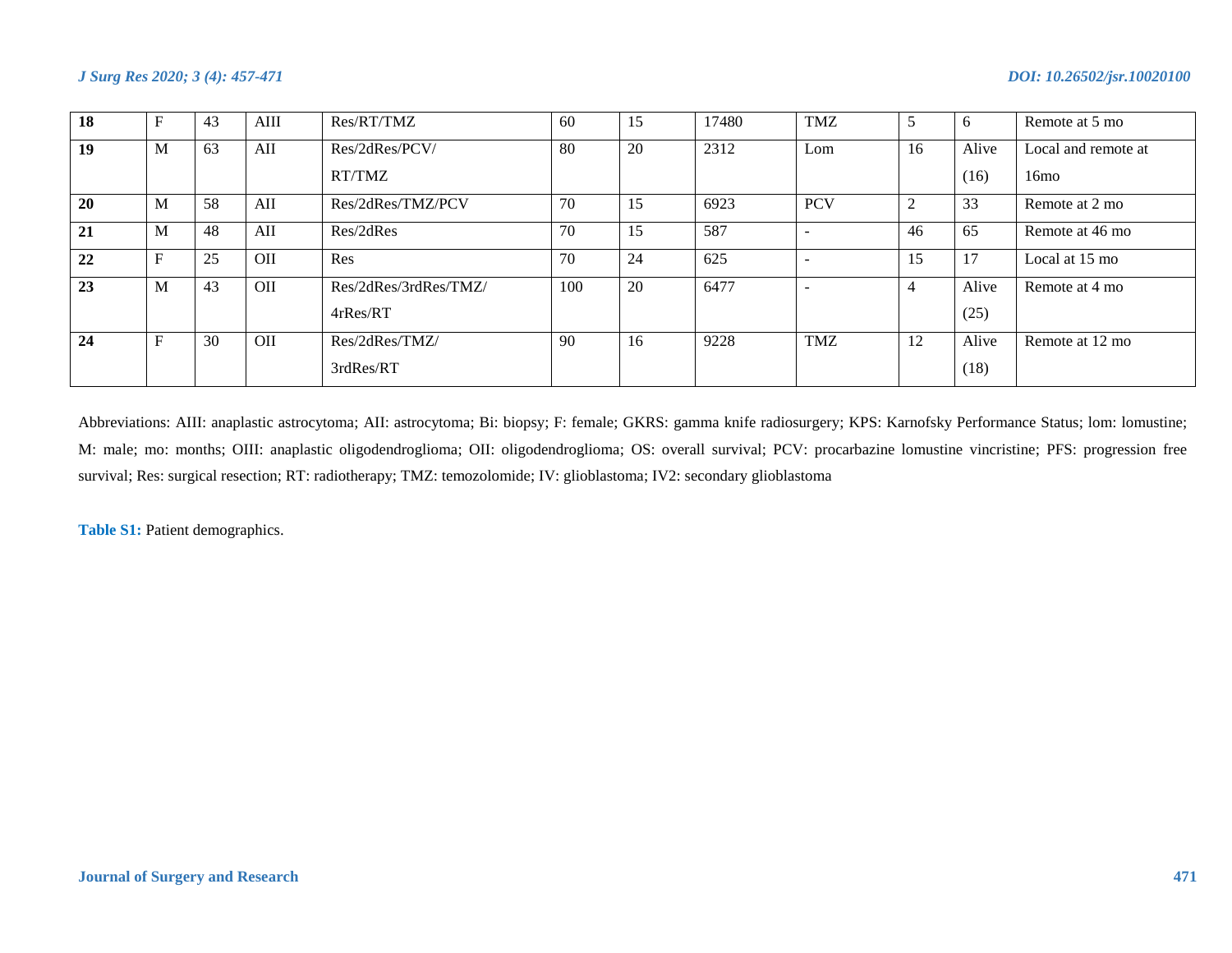| | | | | | | | | | | | |
|---|---|---|---|---|---|---|---|---|---|---|---|
| **18** | F | 43 | AIII | Res/RT/TMZ | 60 | 15 | 17480 | TMZ | 5 | 6 | Remote at 5 mo |
| **19** | M | 63 | AII | Res/2dRes/PCV/ RT/TMZ | 80 | 20 | 2312 | Lom | 16 | Alive (16) | Local and remote at 16mo |
| **20** | M | 58 | AII | Res/2dRes/TMZ/PCV | 70 | 15 | 6923 | PCV | 2 | 33 | Remote at 2 mo |
| **21** | M | 48 | AII | Res/2dRes | 70 | 15 | 587 | - | 46 | 65 | Remote at 46 mo |
| **22** | F | 25 | OII | Res | 70 | 24 | 625 | - | 15 | 17 | Local at 15 mo |
| **23** | M | 43 | OII | Res/2dRes/3rdRes/TMZ/ 4rRes/RT | 100 | 20 | 6477 | - | 4 | Alive (25) | Remote at 4 mo |
| **24** | F | 30 | OII | Res/2dRes/TMZ/ 3rdRes/RT | 90 | 16 | 9228 | TMZ | 12 | Alive (18) | Remote at 12 mo |

Abbreviations: AIII: anaplastic astrocytoma; AII: astrocytoma; Bi: biopsy; F: female; GKRS: gamma knife radiosurgery; KPS: Karnofsky Performance Status; lom: lomustine; M: male; mo: months; OIII: anaplastic oligodendroglioma; OII: oligodendroglioma; OS: overall survival; PCV: procarbazine lomustine vincristine; PFS: progression free survival; Res: surgical resection; RT: radiotherapy; TMZ: temozolomide; IV: glioblastoma; IV2: secondary glioblastoma

**Table S1:** Patient demographics.